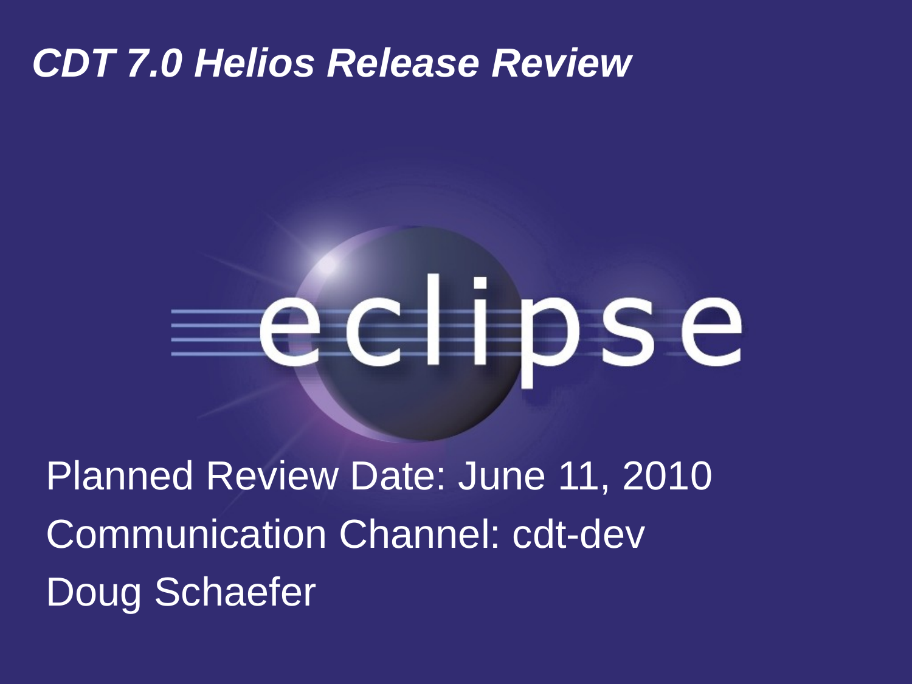# *CDT 7.0 Helios Release Review*

Planned Review Date: June 11, 2010

Communication Channel: cdt-dev

Doug Schaefer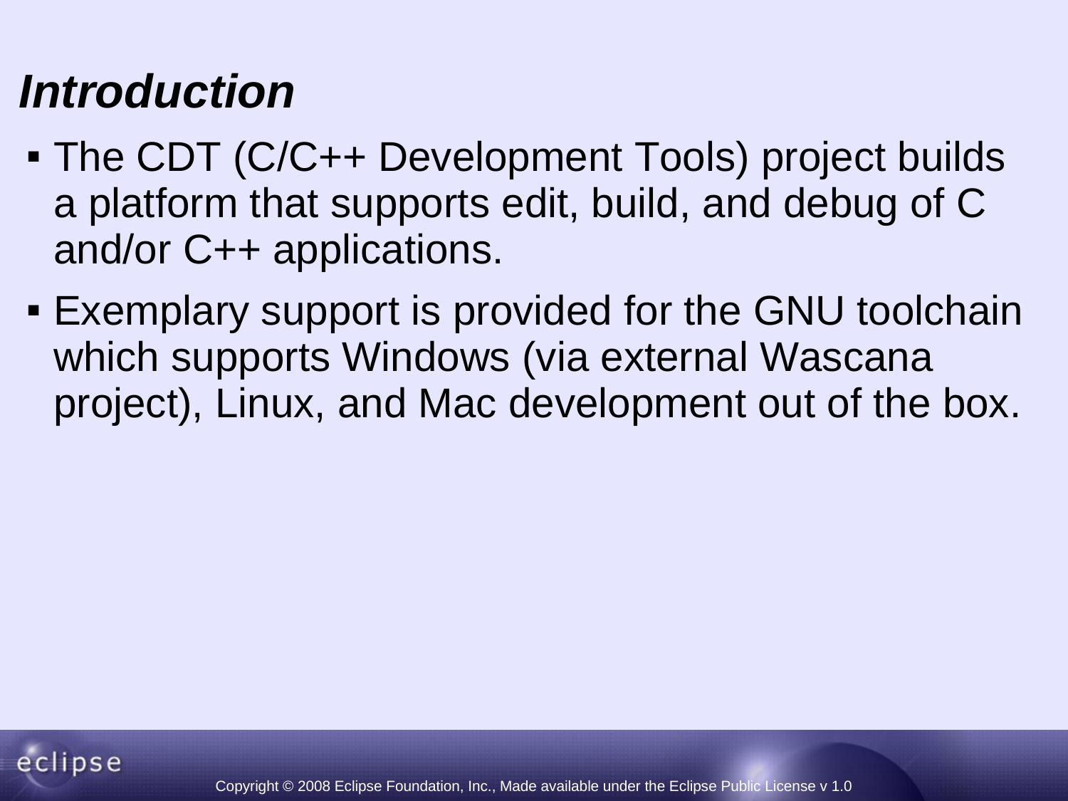## *Introduction*

- The CDT (C/C++ Development Tools) project builds a platform that supports edit, build, and debug of C and/or C++ applications.
- Exemplary support is provided for the GNU toolchain which supports Windows (via external Wascana project), Linux, and Mac development out of the box.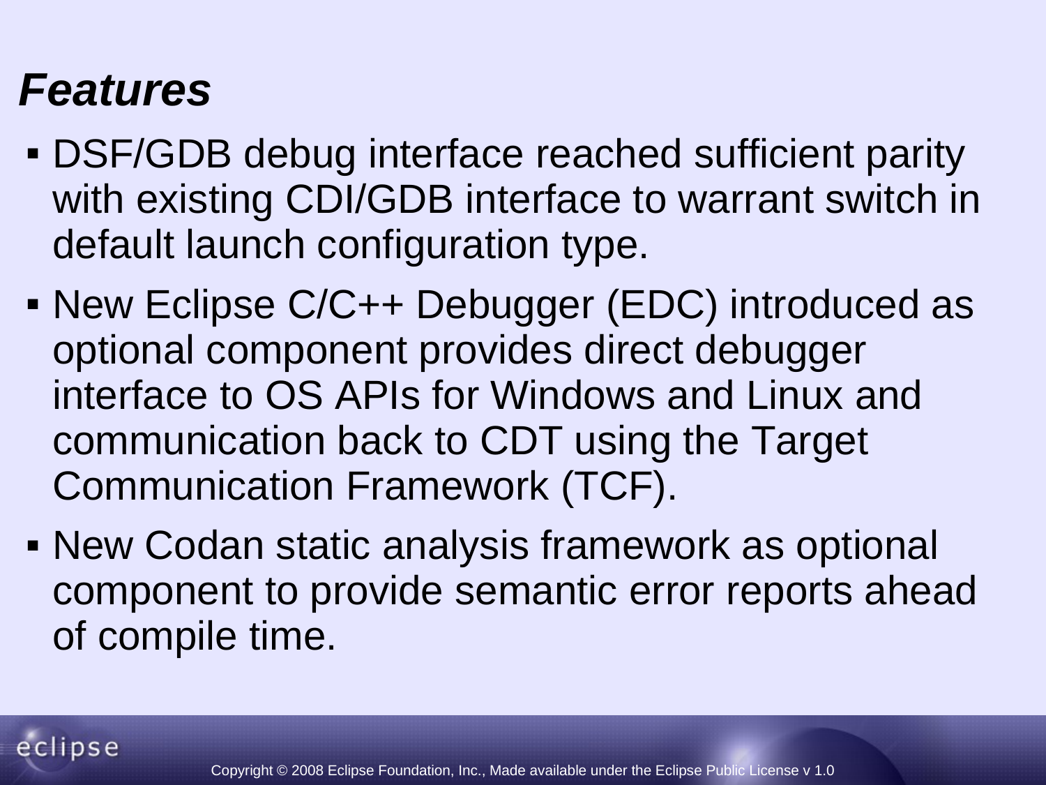## *Features*

- DSF/GDB debug interface reached sufficient parity with existing CDI/GDB interface to warrant switch in default launch configuration type.
- New Eclipse C/C++ Debugger (EDC) introduced as optional component provides direct debugger interface to OS APIs for Windows and Linux and communication back to CDT using the Target Communication Framework (TCF).
- New Codan static analysis framework as optional component to provide semantic error reports ahead of compile time.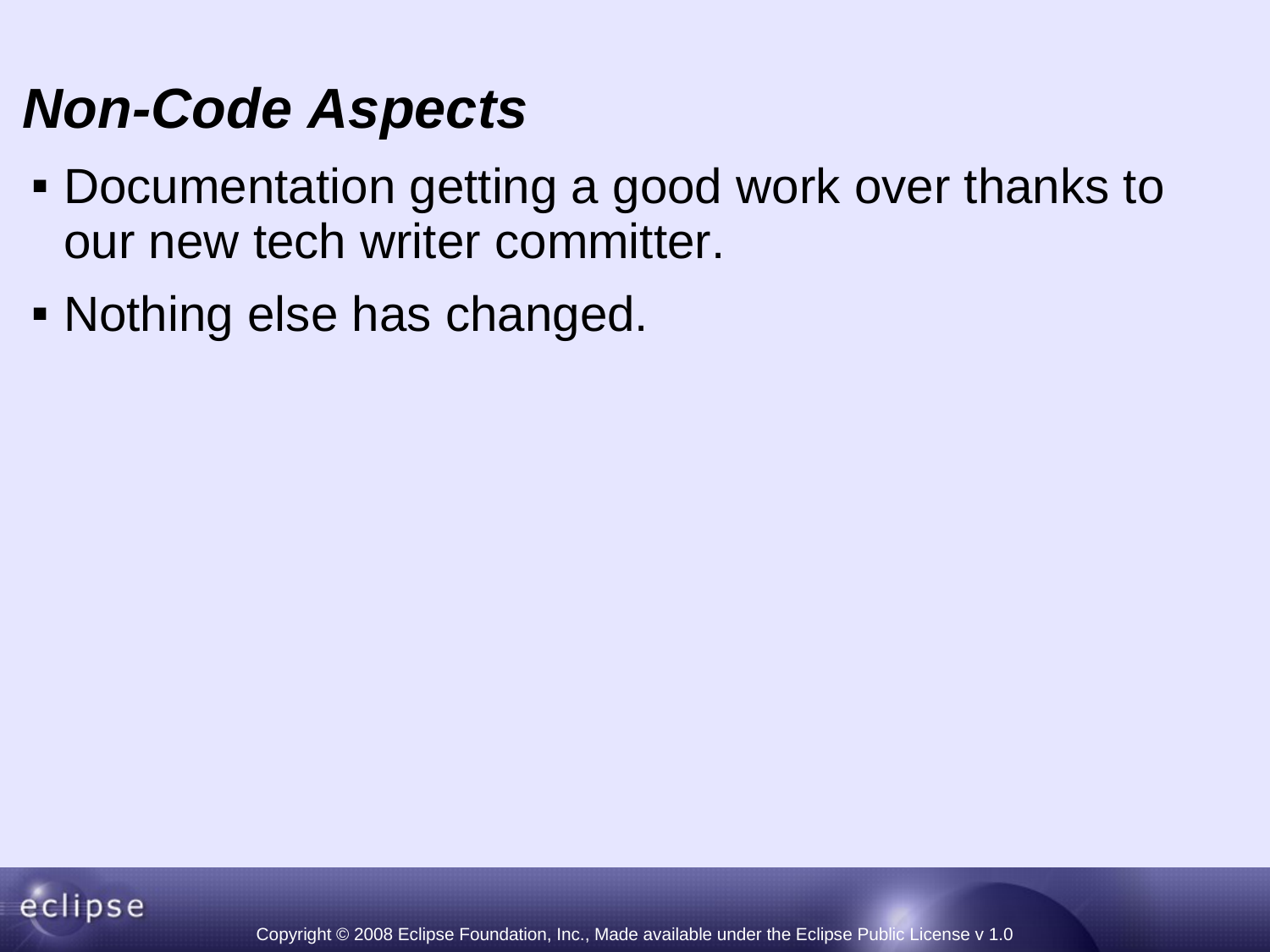# *Non-Code Aspects*

- Documentation getting a good work over thanks to our new tech writer committer.
- Nothing else has changed.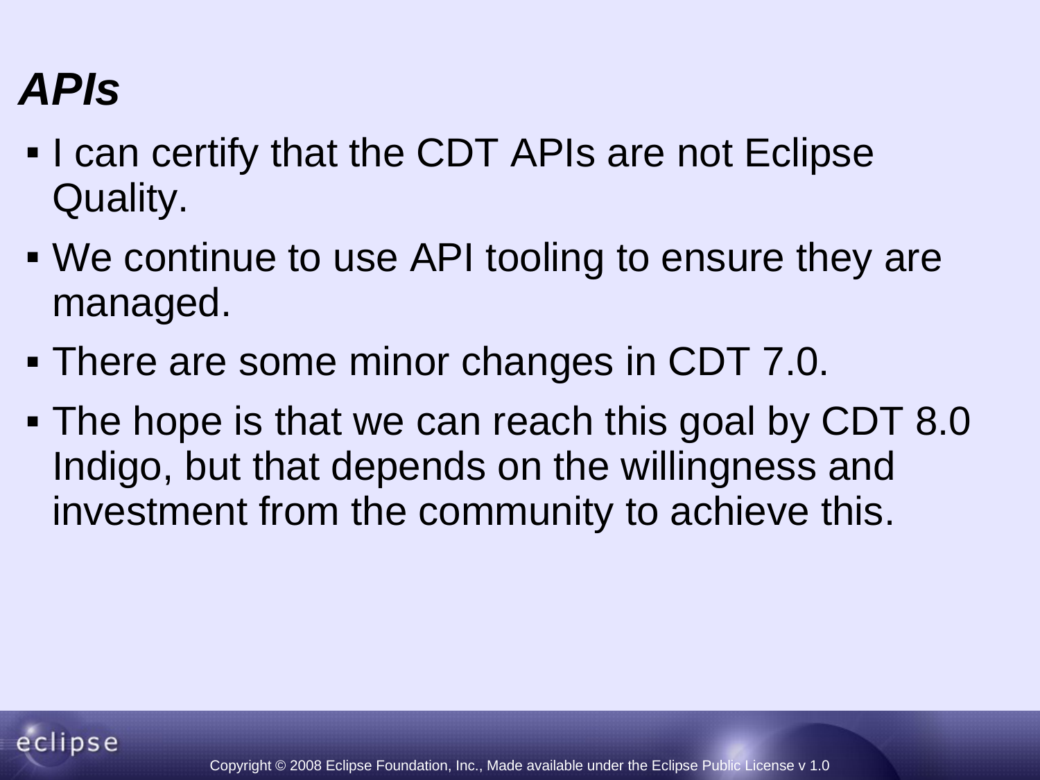# *APIs*

- I can certify that the CDT APIs are not Eclipse Quality.
- We continue to use API tooling to ensure they are managed.
- There are some minor changes in CDT 7.0.
- The hope is that we can reach this goal by CDT 8.0 Indigo, but that depends on the willingness and investment from the community to achieve this.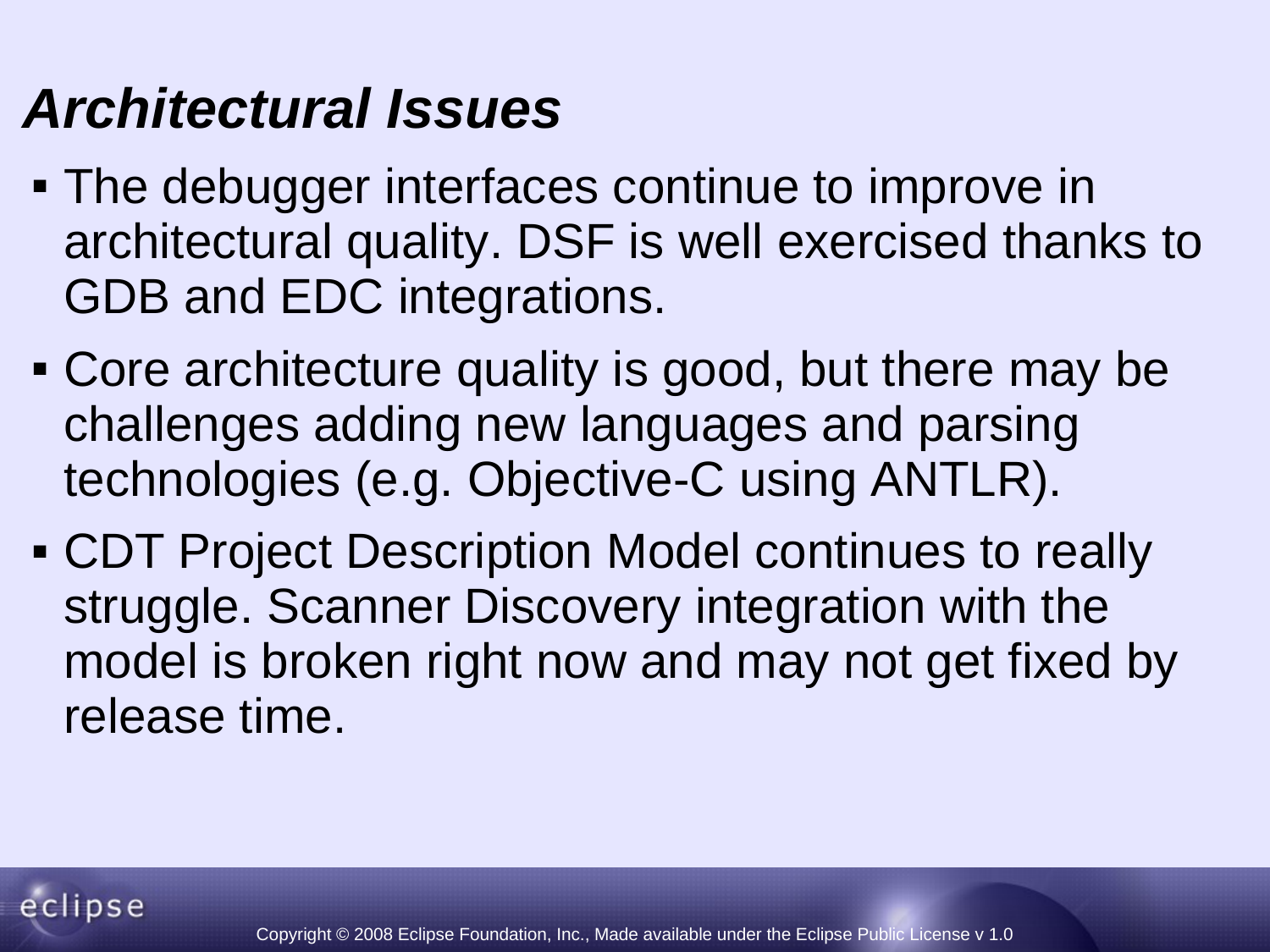## *Architectural Issues*

- The debugger interfaces continue to improve in architectural quality. DSF is well exercised thanks to GDB and EDC integrations.
- Core architecture quality is good, but there may be challenges adding new languages and parsing technologies (e.g. Objective-C using ANTLR).
- CDT Project Description Model continues to really struggle. Scanner Discovery integration with the model is broken right now and may not get fixed by release time.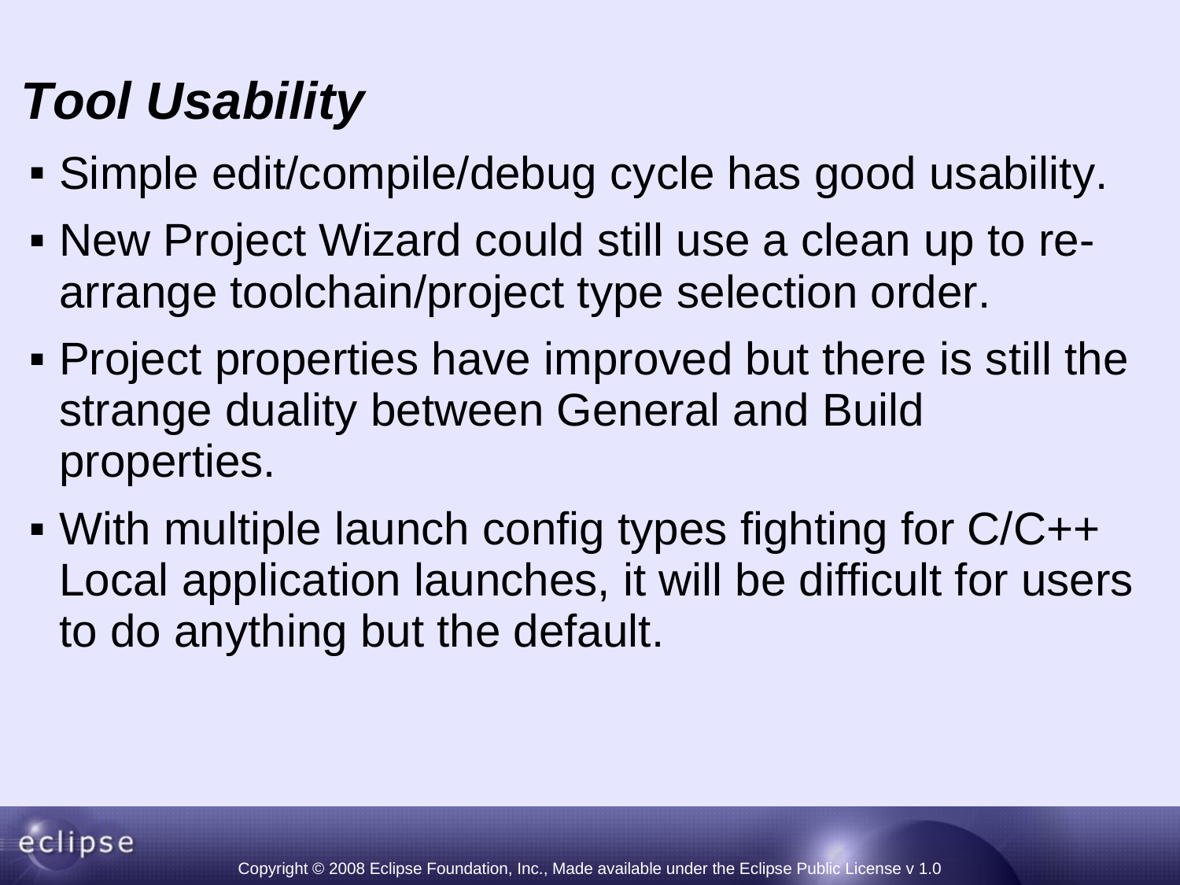# *Tool Usability*

- Simple edit/compile/debug cycle has good usability.
- New Project Wizard could still use a clean up to re-arrange toolchain/project type selection order.
- Project properties have improved but there is still the strange duality between General and Build properties.
- With multiple launch config types fighting for C/C++ Local application launches, it will be difficult for users to do anything but the default.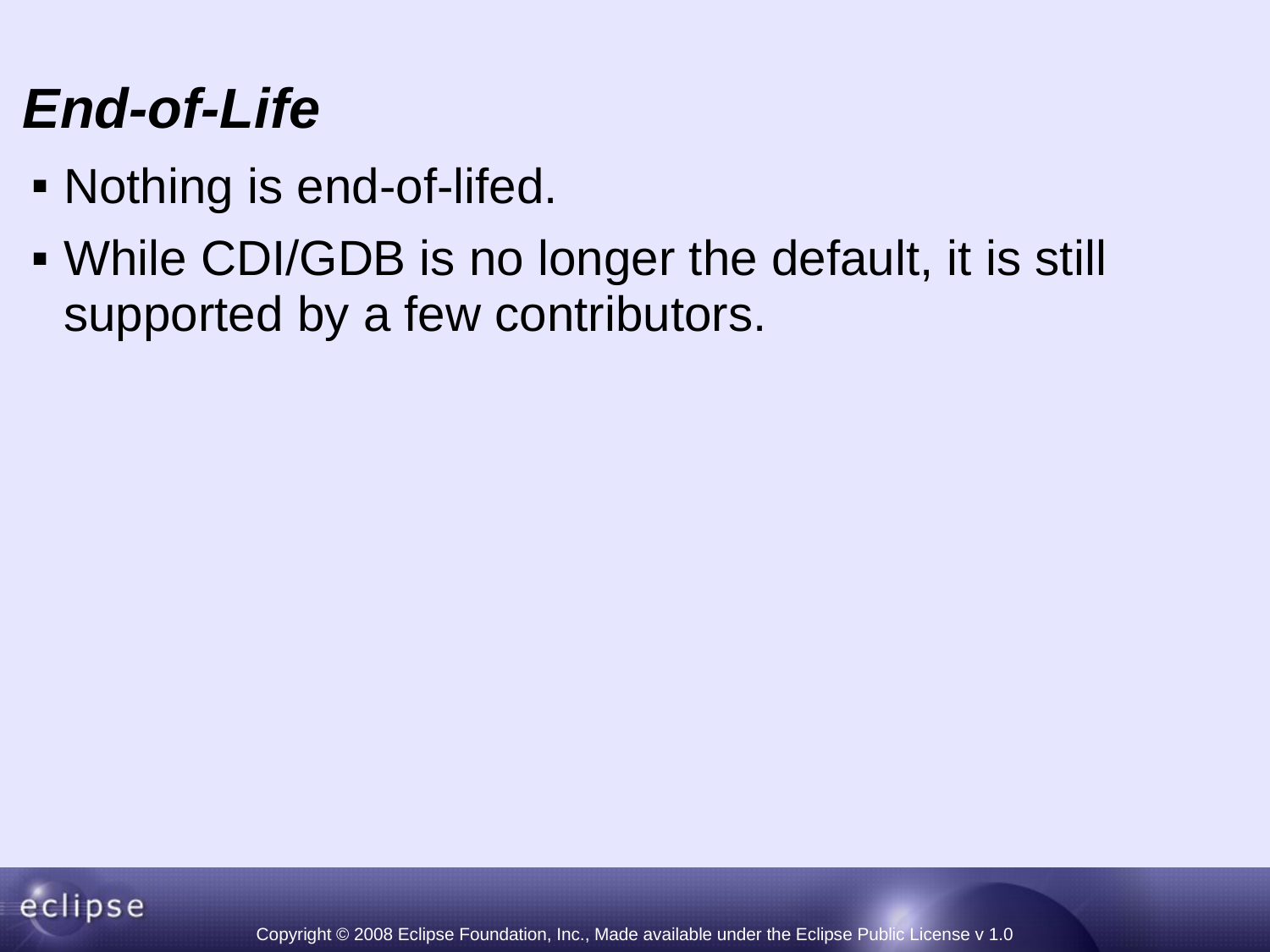# *End-of-Life*

- Nothing is end-of-lifed.
- While CDI/GDB is no longer the default, it is still supported by a few contributors.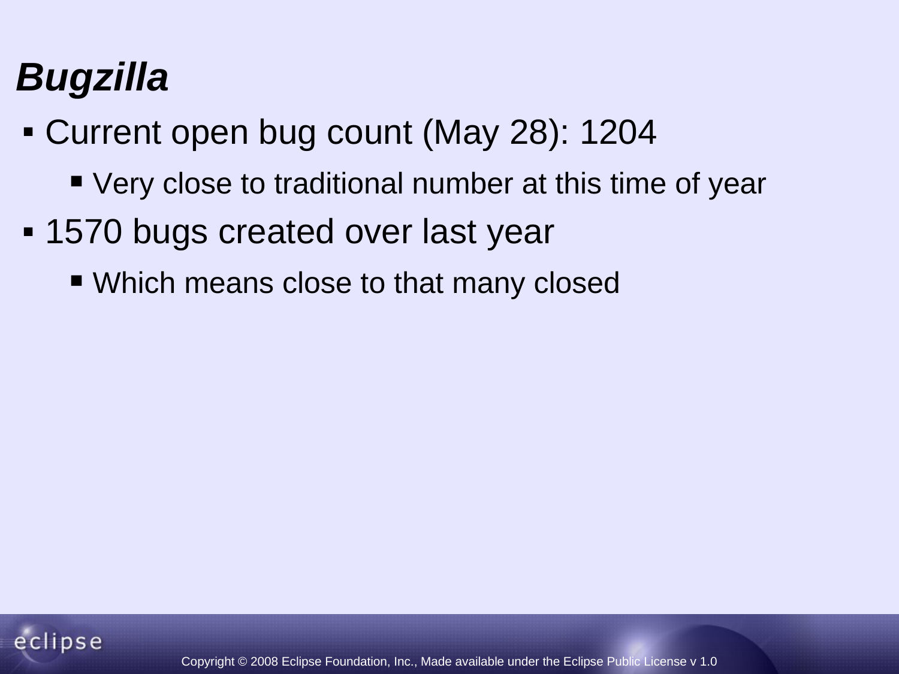# *Bugzilla*

- Current open bug count (May 28): 1204
  - Very close to traditional number at this time of year
- 1570 bugs created over last year
  - Which means close to that many closed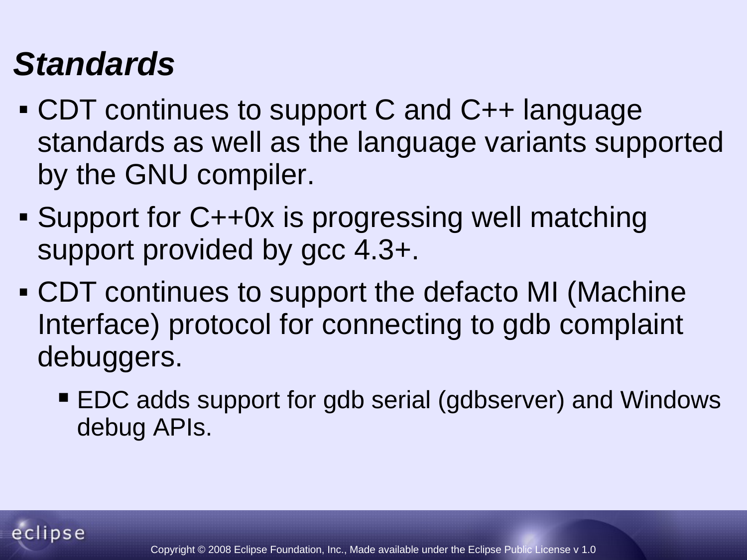## *Standards*

- CDT continues to support C and C++ language standards as well as the language variants supported by the GNU compiler.
- Support for C++0x is progressing well matching support provided by gcc 4.3+.
- CDT continues to support the defacto MI (Machine Interface) protocol for connecting to gdb complaint debuggers.
  - EDC adds support for gdb serial (gdbserver) and Windows debug APIs.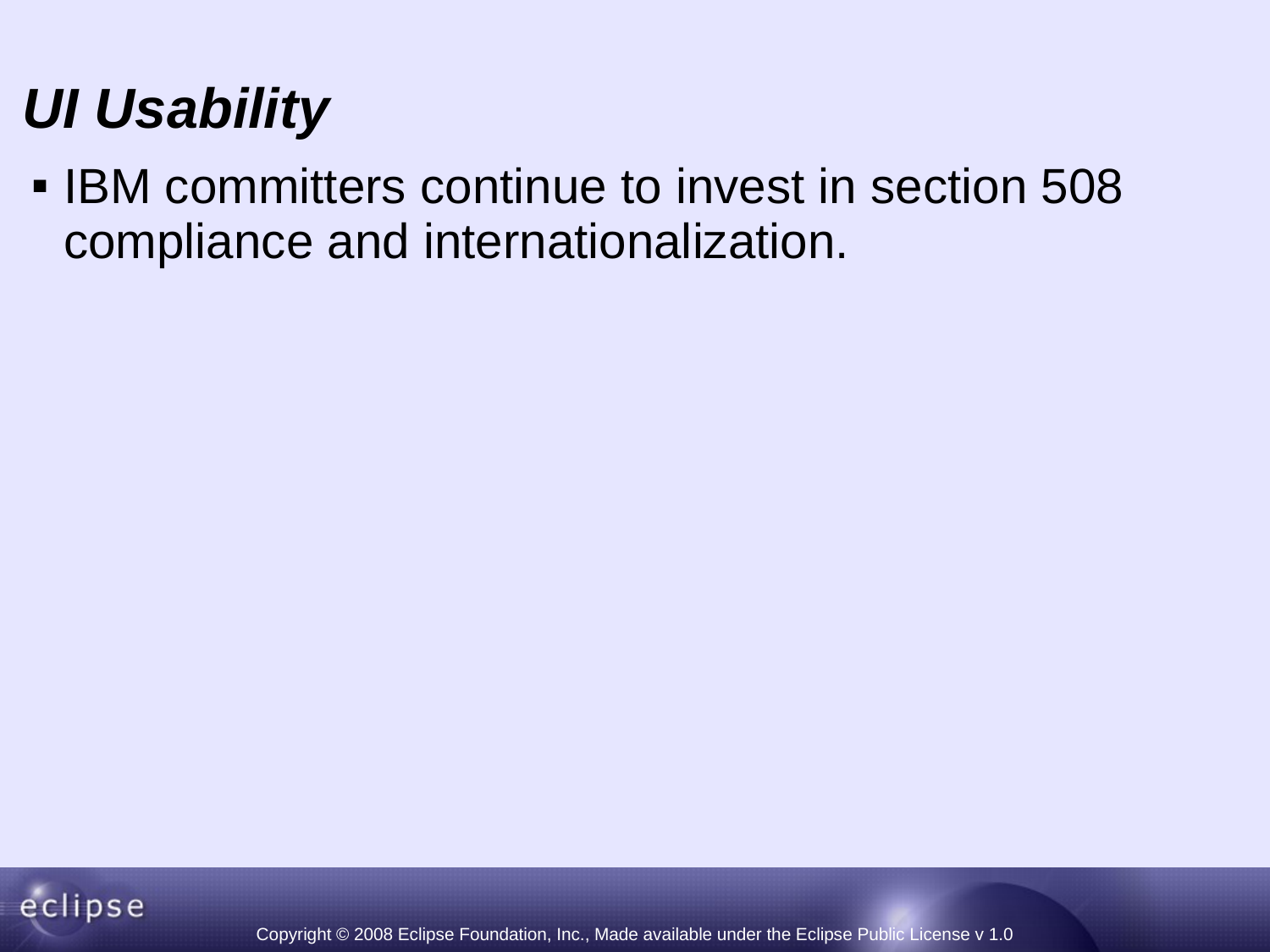# *UI Usability*

- IBM committers continue to invest in section 508 compliance and internationalization.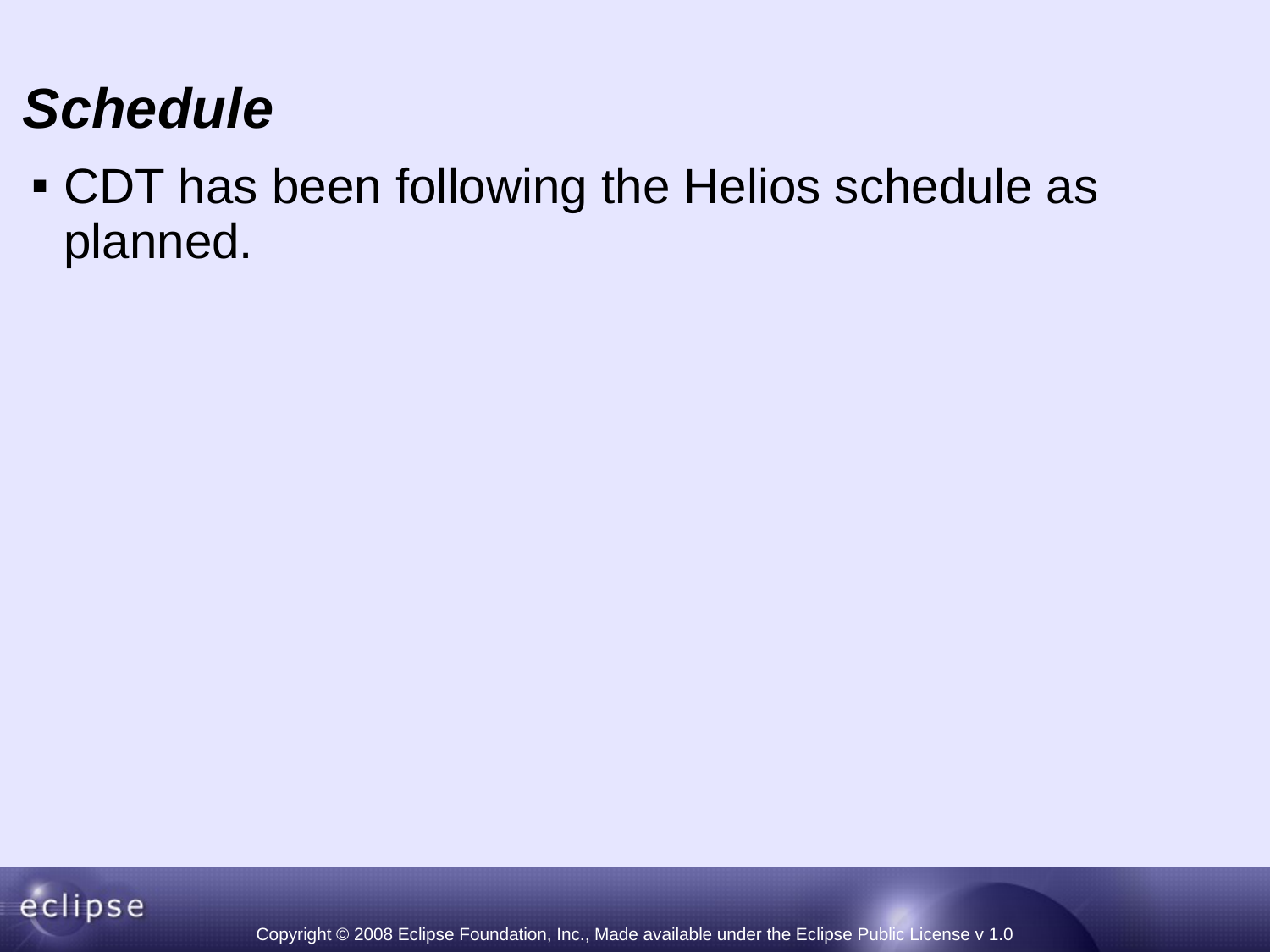# *Schedule*

- CDT has been following the Helios schedule as planned.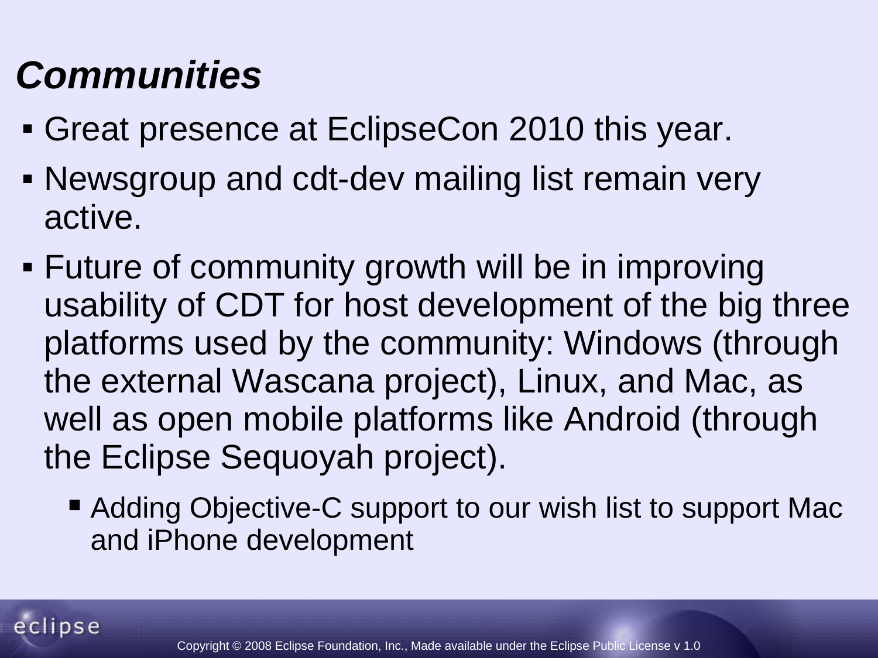## *Communities*

- Great presence at EclipseCon 2010 this year.
- Newsgroup and cdt-dev mailing list remain very active.
- Future of community growth will be in improving usability of CDT for host development of the big three platforms used by the community: Windows (through the external Wascana project), Linux, and Mac, as well as open mobile platforms like Android (through the Eclipse Sequoyah project).
  - Adding Objective-C support to our wish list to support Mac and iPhone development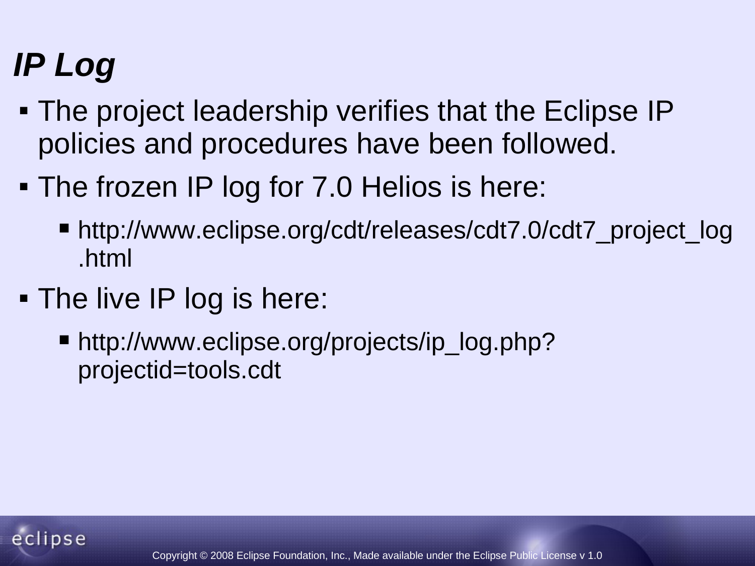# *IP Log*

- The project leadership verifies that the Eclipse IP policies and procedures have been followed.
- The frozen IP log for 7.0 Helios is here:
  - http://www.eclipse.org/cdt/releases/cdt7.0/cdt7_project_log.html
- The live IP log is here:
  - http://www.eclipse.org/projects/ip_log.php?projectid=tools.cdt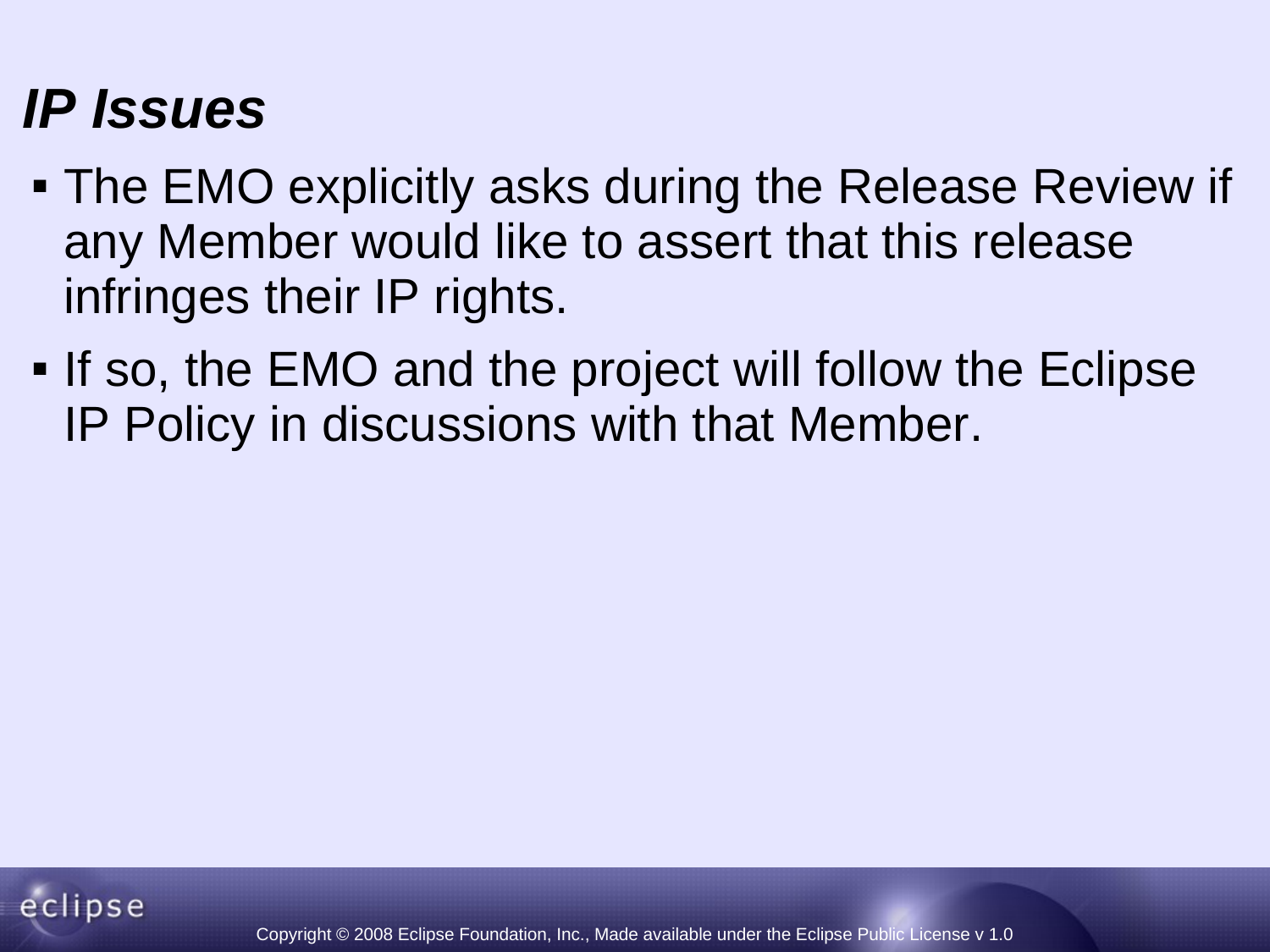# *IP Issues*

- The EMO explicitly asks during the Release Review if any Member would like to assert that this release infringes their IP rights.
- If so, the EMO and the project will follow the Eclipse IP Policy in discussions with that Member.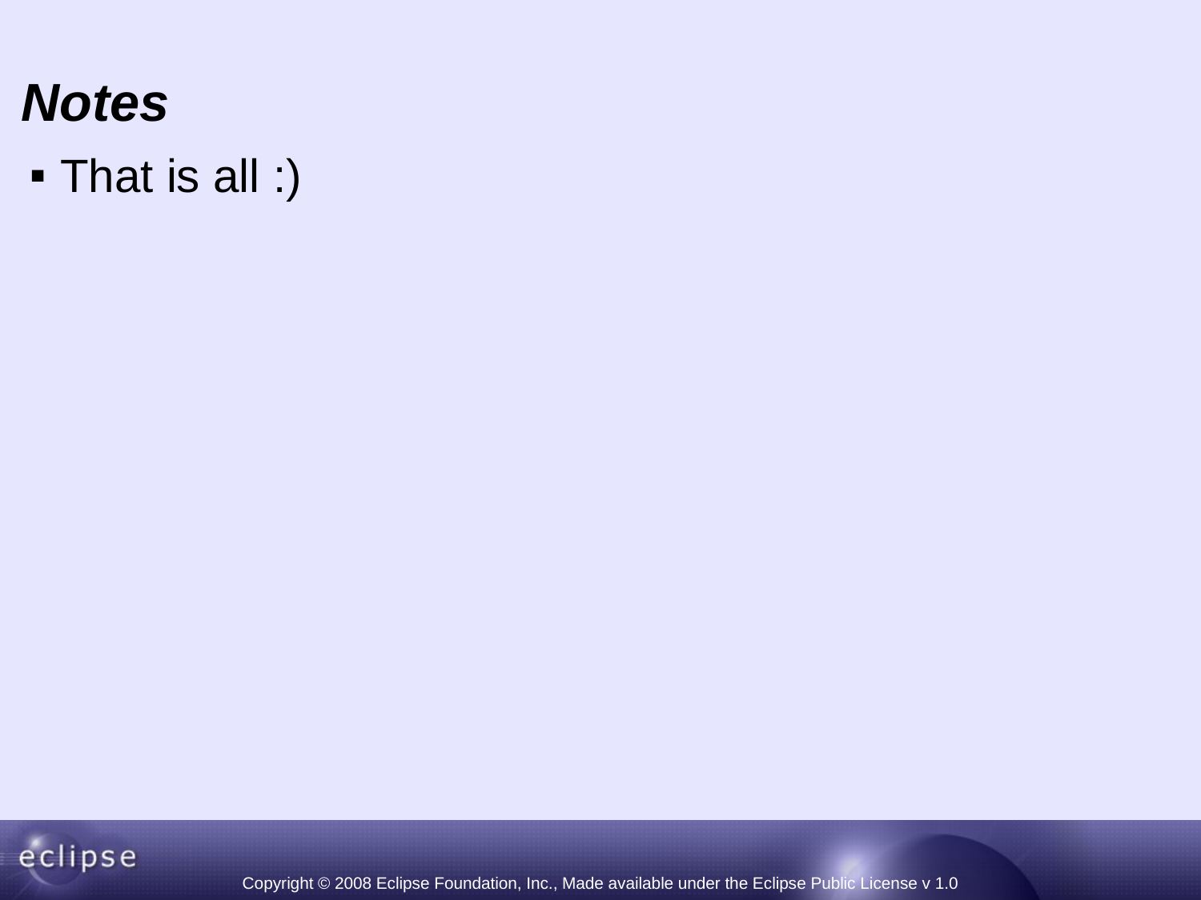## *Notes*

- That is all :)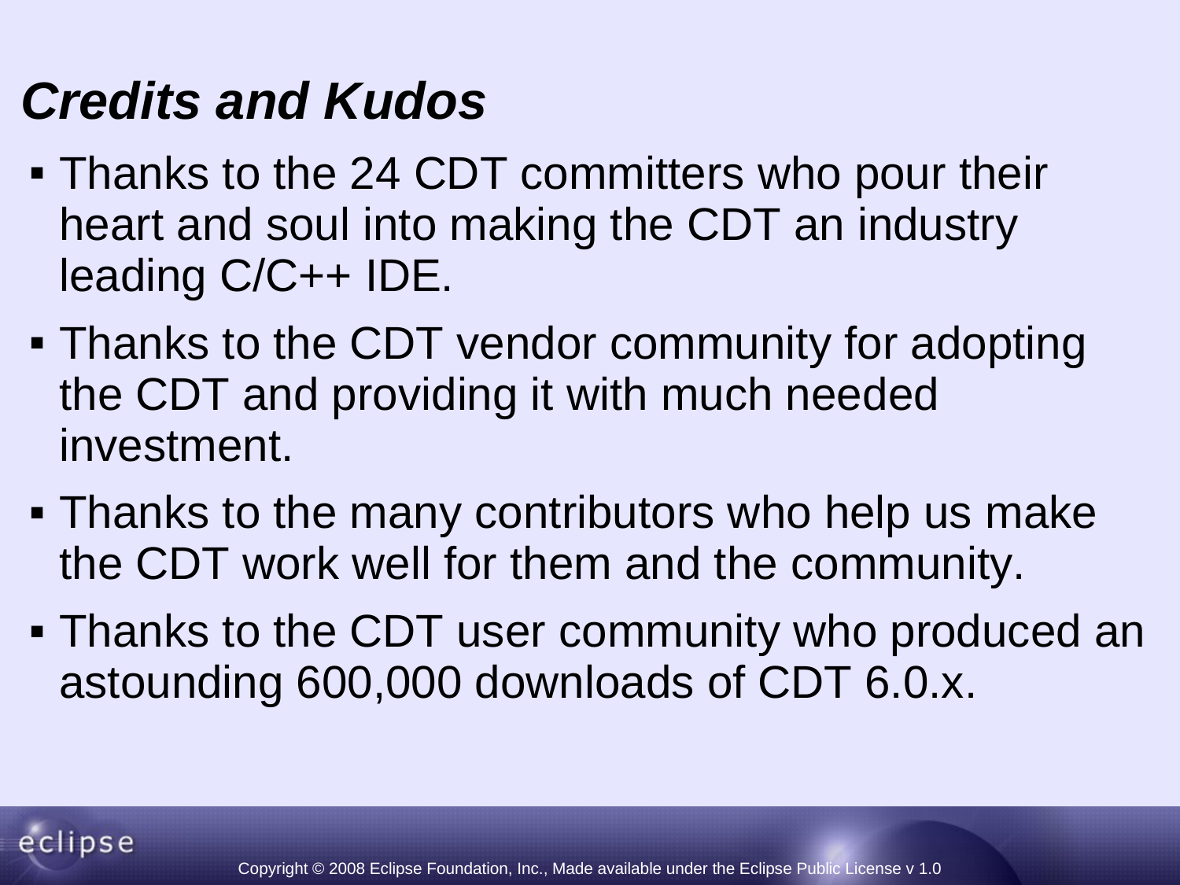## *Credits and Kudos*

- Thanks to the 24 CDT committers who pour their heart and soul into making the CDT an industry leading C/C++ IDE.
- Thanks to the CDT vendor community for adopting the CDT and providing it with much needed investment.
- Thanks to the many contributors who help us make the CDT work well for them and the community.
- Thanks to the CDT user community who produced an astounding 600,000 downloads of CDT 6.0.x.